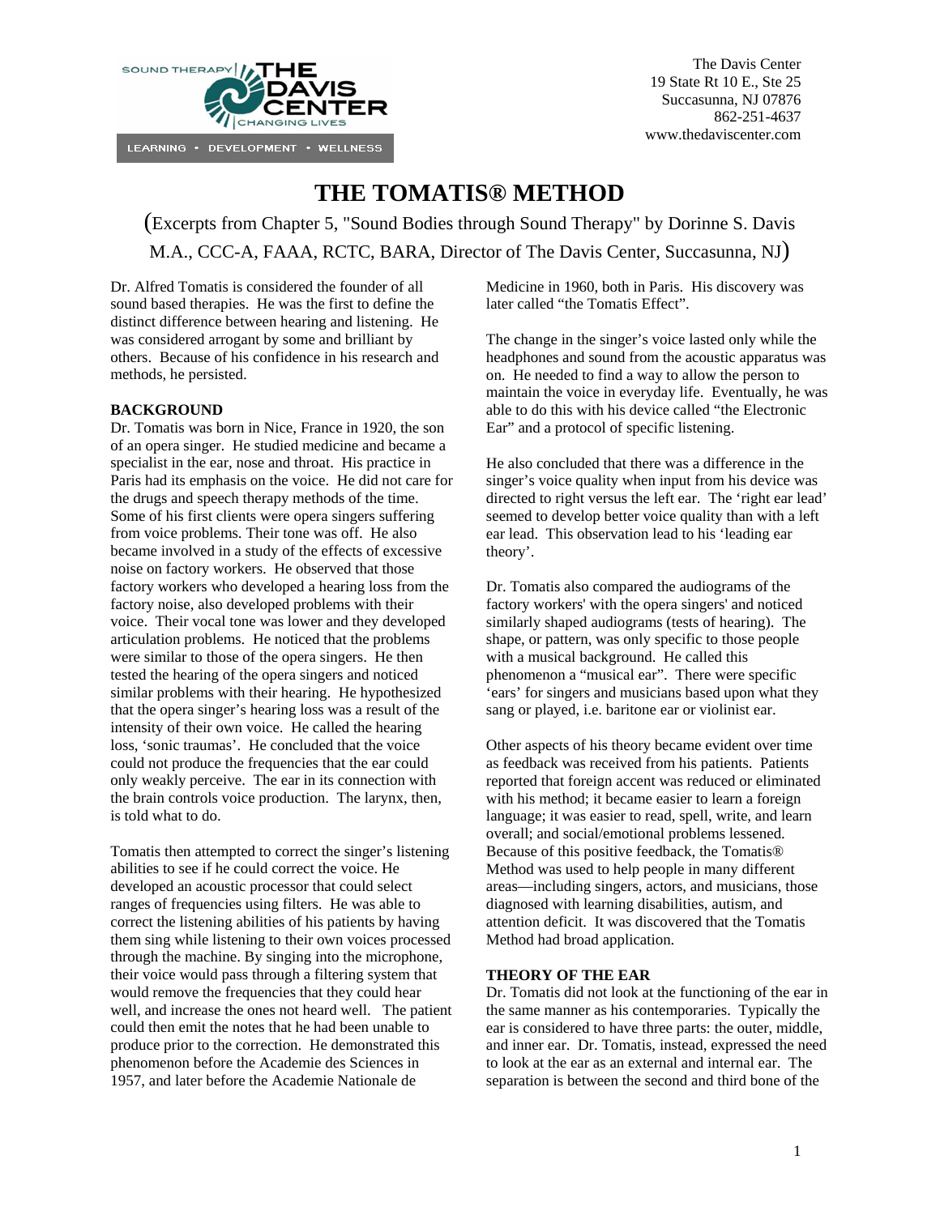The Davis Center
19 State Rt 10 E., Ste 25
Succasunna, NJ 07876
862-251-4637
www.thedaviscenter.com

# THE TOMATIS® METHOD

(Excerpts from Chapter 5, "Sound Bodies through Sound Therapy" by Dorinne S. Davis M.A., CCC-A, FAAA, RCTC, BARA, Director of The Davis Center, Succasunna, NJ)

Dr. Alfred Tomatis is considered the founder of all sound based therapies. He was the first to define the distinct difference between hearing and listening. He was considered arrogant by some and brilliant by others. Because of his confidence in his research and methods, he persisted.

**BACKGROUND**

Dr. Tomatis was born in Nice, France in 1920, the son of an opera singer. He studied medicine and became a specialist in the ear, nose and throat. His practice in Paris had its emphasis on the voice. He did not care for the drugs and speech therapy methods of the time. Some of his first clients were opera singers suffering from voice problems. Their tone was off. He also became involved in a study of the effects of excessive noise on factory workers. He observed that those factory workers who developed a hearing loss from the factory noise, also developed problems with their voice. Their vocal tone was lower and they developed articulation problems. He noticed that the problems were similar to those of the opera singers. He then tested the hearing of the opera singers and noticed similar problems with their hearing. He hypothesized that the opera singer's hearing loss was a result of the intensity of their own voice. He called the hearing loss, 'sonic traumas'. He concluded that the voice could not produce the frequencies that the ear could only weakly perceive. The ear in its connection with the brain controls voice production. The larynx, then, is told what to do.

Tomatis then attempted to correct the singer's listening abilities to see if he could correct the voice. He developed an acoustic processor that could select ranges of frequencies using filters. He was able to correct the listening abilities of his patients by having them sing while listening to their own voices processed through the machine. By singing into the microphone, their voice would pass through a filtering system that would remove the frequencies that they could hear well, and increase the ones not heard well. The patient could then emit the notes that he had been unable to produce prior to the correction. He demonstrated this phenomenon before the Academie des Sciences in 1957, and later before the Academie Nationale de Medicine in 1960, both in Paris. His discovery was later called "the Tomatis Effect".

The change in the singer's voice lasted only while the headphones and sound from the acoustic apparatus was on. He needed to find a way to allow the person to maintain the voice in everyday life. Eventually, he was able to do this with his device called "the Electronic Ear" and a protocol of specific listening.

He also concluded that there was a difference in the singer's voice quality when input from his device was directed to right versus the left ear. The 'right ear lead' seemed to develop better voice quality than with a left ear lead. This observation lead to his 'leading ear theory'.

Dr. Tomatis also compared the audiograms of the factory workers' with the opera singers' and noticed similarly shaped audiograms (tests of hearing). The shape, or pattern, was only specific to those people with a musical background. He called this phenomenon a "musical ear". There were specific 'ears' for singers and musicians based upon what they sang or played, i.e. baritone ear or violinist ear.

Other aspects of his theory became evident over time as feedback was received from his patients. Patients reported that foreign accent was reduced or eliminated with his method; it became easier to learn a foreign language; it was easier to read, spell, write, and learn overall; and social/emotional problems lessened. Because of this positive feedback, the Tomatis® Method was used to help people in many different areas—including singers, actors, and musicians, those diagnosed with learning disabilities, autism, and attention deficit. It was discovered that the Tomatis Method had broad application.

**THEORY OF THE EAR**

Dr. Tomatis did not look at the functioning of the ear in the same manner as his contemporaries. Typically the ear is considered to have three parts: the outer, middle, and inner ear. Dr. Tomatis, instead, expressed the need to look at the ear as an external and internal ear. The separation is between the second and third bone of the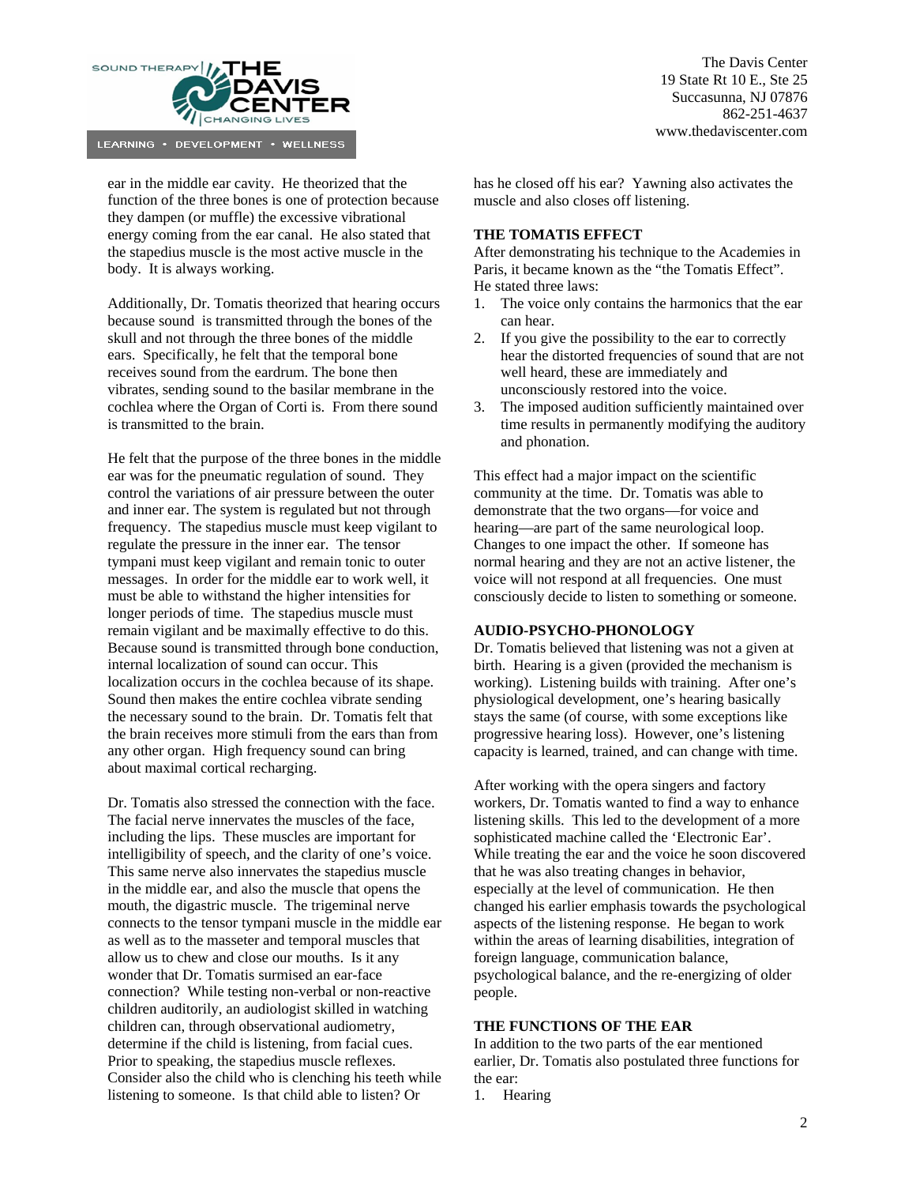ear in the middle ear cavity. He theorized that the function of the three bones is one of protection because they dampen (or muffle) the excessive vibrational energy coming from the ear canal. He also stated that the stapedius muscle is the most active muscle in the body. It is always working.

Additionally, Dr. Tomatis theorized that hearing occurs because sound is transmitted through the bones of the skull and not through the three bones of the middle ears. Specifically, he felt that the temporal bone receives sound from the eardrum. The bone then vibrates, sending sound to the basilar membrane in the cochlea where the Organ of Corti is. From there sound is transmitted to the brain.

He felt that the purpose of the three bones in the middle ear was for the pneumatic regulation of sound. They control the variations of air pressure between the outer and inner ear. The system is regulated but not through frequency. The stapedius muscle must keep vigilant to regulate the pressure in the inner ear. The tensor tympani must keep vigilant and remain tonic to outer messages. In order for the middle ear to work well, it must be able to withstand the higher intensities for longer periods of time. The stapedius muscle must remain vigilant and be maximally effective to do this. Because sound is transmitted through bone conduction, internal localization of sound can occur. This localization occurs in the cochlea because of its shape. Sound then makes the entire cochlea vibrate sending the necessary sound to the brain. Dr. Tomatis felt that the brain receives more stimuli from the ears than from any other organ. High frequency sound can bring about maximal cortical recharging.

Dr. Tomatis also stressed the connection with the face. The facial nerve innervates the muscles of the face, including the lips. These muscles are important for intelligibility of speech, and the clarity of one's voice. This same nerve also innervates the stapedius muscle in the middle ear, and also the muscle that opens the mouth, the digastric muscle. The trigeminal nerve connects to the tensor tympani muscle in the middle ear as well as to the masseter and temporal muscles that allow us to chew and close our mouths. Is it any wonder that Dr. Tomatis surmised an ear-face connection? While testing non-verbal or non-reactive children auditorily, an audiologist skilled in watching children can, through observational audiometry, determine if the child is listening, from facial cues. Prior to speaking, the stapedius muscle reflexes. Consider also the child who is clenching his teeth while listening to someone. Is that child able to listen? Or has he closed off his ear? Yawning also activates the muscle and also closes off listening.

**THE TOMATIS EFFECT**

After demonstrating his technique to the Academies in Paris, it became known as the "the Tomatis Effect". He stated three laws:

1. The voice only contains the harmonics that the ear can hear.
2. If you give the possibility to the ear to correctly hear the distorted frequencies of sound that are not well heard, these are immediately and unconsciously restored into the voice.
3. The imposed audition sufficiently maintained over time results in permanently modifying the auditory and phonation.

This effect had a major impact on the scientific community at the time. Dr. Tomatis was able to demonstrate that the two organs—for voice and hearing—are part of the same neurological loop. Changes to one impact the other. If someone has normal hearing and they are not an active listener, the voice will not respond at all frequencies. One must consciously decide to listen to something or someone.

**AUDIO-PSYCHO-PHONOLOGY**

Dr. Tomatis believed that listening was not a given at birth. Hearing is a given (provided the mechanism is working). Listening builds with training. After one's physiological development, one's hearing basically stays the same (of course, with some exceptions like progressive hearing loss). However, one's listening capacity is learned, trained, and can change with time.

After working with the opera singers and factory workers, Dr. Tomatis wanted to find a way to enhance listening skills. This led to the development of a more sophisticated machine called the 'Electronic Ear'. While treating the ear and the voice he soon discovered that he was also treating changes in behavior, especially at the level of communication. He then changed his earlier emphasis towards the psychological aspects of the listening response. He began to work within the areas of learning disabilities, integration of foreign language, communication balance, psychological balance, and the re-energizing of older people.

**THE FUNCTIONS OF THE EAR**

In addition to the two parts of the ear mentioned earlier, Dr. Tomatis also postulated three functions for the ear:

1. Hearing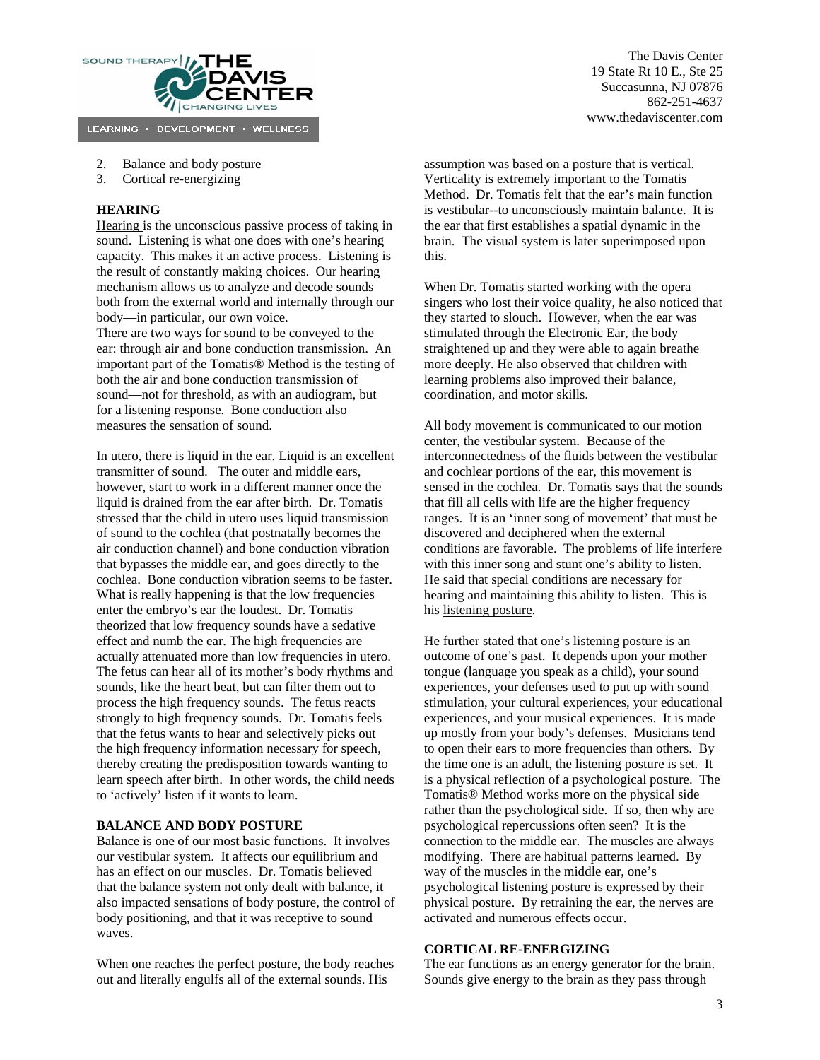2. Balance and body posture
3. Cortical re-energizing

**HEARING**

Hearing is the unconscious passive process of taking in sound. Listening is what one does with one's hearing capacity. This makes it an active process. Listening is the result of constantly making choices. Our hearing mechanism allows us to analyze and decode sounds both from the external world and internally through our body—in particular, our own voice.

There are two ways for sound to be conveyed to the ear: through air and bone conduction transmission. An important part of the Tomatis® Method is the testing of both the air and bone conduction transmission of sound—not for threshold, as with an audiogram, but for a listening response. Bone conduction also measures the sensation of sound.

In utero, there is liquid in the ear. Liquid is an excellent transmitter of sound. The outer and middle ears, however, start to work in a different manner once the liquid is drained from the ear after birth. Dr. Tomatis stressed that the child in utero uses liquid transmission of sound to the cochlea (that postnatally becomes the air conduction channel) and bone conduction vibration that bypasses the middle ear, and goes directly to the cochlea. Bone conduction vibration seems to be faster. What is really happening is that the low frequencies enter the embryo's ear the loudest. Dr. Tomatis theorized that low frequency sounds have a sedative effect and numb the ear. The high frequencies are actually attenuated more than low frequencies in utero. The fetus can hear all of its mother's body rhythms and sounds, like the heart beat, but can filter them out to process the high frequency sounds. The fetus reacts strongly to high frequency sounds. Dr. Tomatis feels that the fetus wants to hear and selectively picks out the high frequency information necessary for speech, thereby creating the predisposition towards wanting to learn speech after birth. In other words, the child needs to 'actively' listen if it wants to learn.

**BALANCE AND BODY POSTURE**

Balance is one of our most basic functions. It involves our vestibular system. It affects our equilibrium and has an effect on our muscles. Dr. Tomatis believed that the balance system not only dealt with balance, it also impacted sensations of body posture, the control of body positioning, and that it was receptive to sound waves.

When one reaches the perfect posture, the body reaches out and literally engulfs all of the external sounds. His assumption was based on a posture that is vertical. Verticality is extremely important to the Tomatis Method. Dr. Tomatis felt that the ear's main function is vestibular--to unconsciously maintain balance. It is the ear that first establishes a spatial dynamic in the brain. The visual system is later superimposed upon this.

When Dr. Tomatis started working with the opera singers who lost their voice quality, he also noticed that they started to slouch. However, when the ear was stimulated through the Electronic Ear, the body straightened up and they were able to again breathe more deeply. He also observed that children with learning problems also improved their balance, coordination, and motor skills.

All body movement is communicated to our motion center, the vestibular system. Because of the interconnectedness of the fluids between the vestibular and cochlear portions of the ear, this movement is sensed in the cochlea. Dr. Tomatis says that the sounds that fill all cells with life are the higher frequency ranges. It is an 'inner song of movement' that must be discovered and deciphered when the external conditions are favorable. The problems of life interfere with this inner song and stunt one's ability to listen. He said that special conditions are necessary for hearing and maintaining this ability to listen. This is his listening posture.

He further stated that one's listening posture is an outcome of one's past. It depends upon your mother tongue (language you speak as a child), your sound experiences, your defenses used to put up with sound stimulation, your cultural experiences, your educational experiences, and your musical experiences. It is made up mostly from your body's defenses. Musicians tend to open their ears to more frequencies than others. By the time one is an adult, the listening posture is set. It is a physical reflection of a psychological posture. The Tomatis® Method works more on the physical side rather than the psychological side. If so, then why are psychological repercussions often seen? It is the connection to the middle ear. The muscles are always modifying. There are habitual patterns learned. By way of the muscles in the middle ear, one's psychological listening posture is expressed by their physical posture. By retraining the ear, the nerves are activated and numerous effects occur.

**CORTICAL RE-ENERGIZING**

The ear functions as an energy generator for the brain. Sounds give energy to the brain as they pass through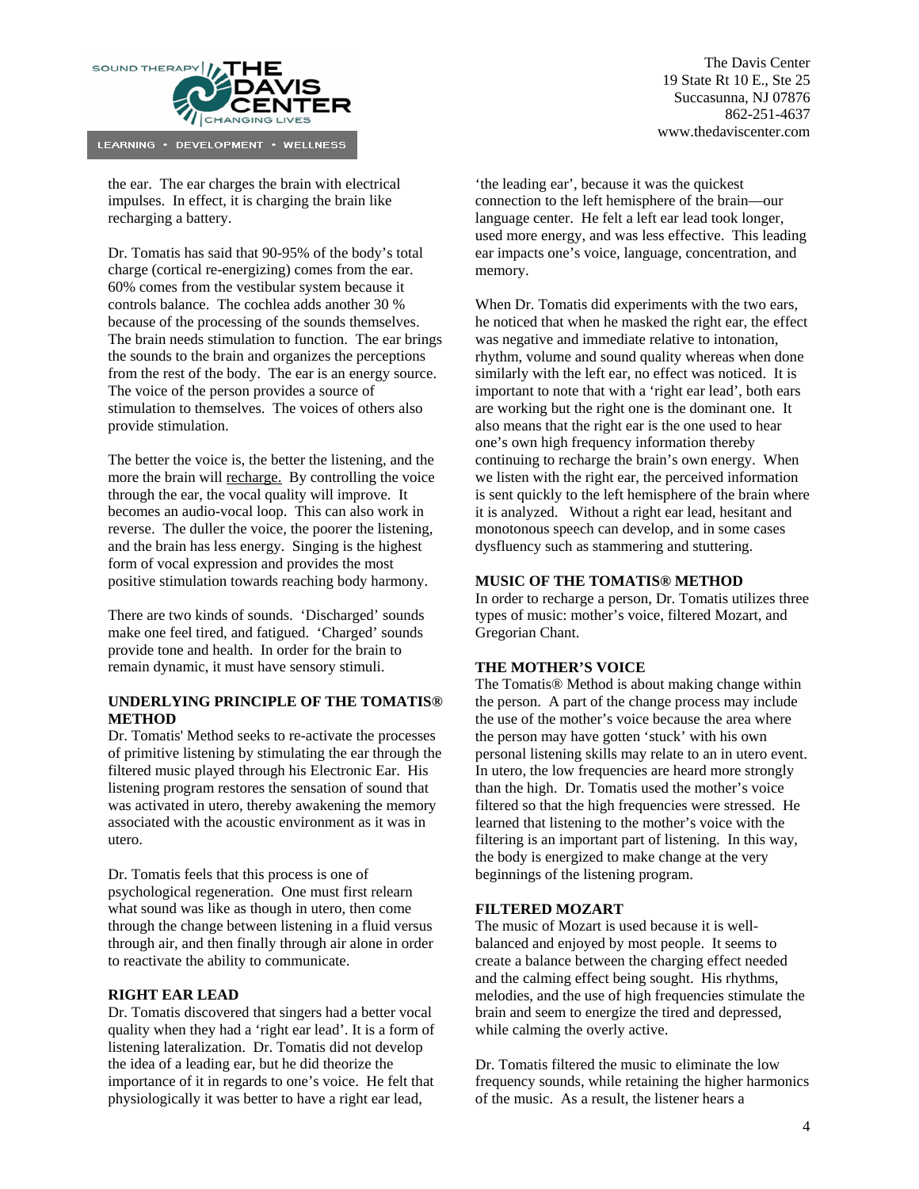the ear. The ear charges the brain with electrical impulses. In effect, it is charging the brain like recharging a battery.

Dr. Tomatis has said that 90-95% of the body's total charge (cortical re-energizing) comes from the ear. 60% comes from the vestibular system because it controls balance. The cochlea adds another 30 % because of the processing of the sounds themselves. The brain needs stimulation to function. The ear brings the sounds to the brain and organizes the perceptions from the rest of the body. The ear is an energy source. The voice of the person provides a source of stimulation to themselves. The voices of others also provide stimulation.

The better the voice is, the better the listening, and the more the brain will recharge. By controlling the voice through the ear, the vocal quality will improve. It becomes an audio-vocal loop. This can also work in reverse. The duller the voice, the poorer the listening, and the brain has less energy. Singing is the highest form of vocal expression and provides the most positive stimulation towards reaching body harmony.

There are two kinds of sounds. 'Discharged' sounds make one feel tired, and fatigued. 'Charged' sounds provide tone and health. In order for the brain to remain dynamic, it must have sensory stimuli.

**UNDERLYING PRINCIPLE OF THE TOMATIS® METHOD**

Dr. Tomatis' Method seeks to re-activate the processes of primitive listening by stimulating the ear through the filtered music played through his Electronic Ear. His listening program restores the sensation of sound that was activated in utero, thereby awakening the memory associated with the acoustic environment as it was in utero.

Dr. Tomatis feels that this process is one of psychological regeneration. One must first relearn what sound was like as though in utero, then come through the change between listening in a fluid versus through air, and then finally through air alone in order to reactivate the ability to communicate.

**RIGHT EAR LEAD**

Dr. Tomatis discovered that singers had a better vocal quality when they had a 'right ear lead'. It is a form of listening lateralization. Dr. Tomatis did not develop the idea of a leading ear, but he did theorize the importance of it in regards to one's voice. He felt that physiologically it was better to have a right ear lead, 'the leading ear', because it was the quickest connection to the left hemisphere of the brain—our language center. He felt a left ear lead took longer, used more energy, and was less effective. This leading ear impacts one's voice, language, concentration, and memory.

When Dr. Tomatis did experiments with the two ears, he noticed that when he masked the right ear, the effect was negative and immediate relative to intonation, rhythm, volume and sound quality whereas when done similarly with the left ear, no effect was noticed. It is important to note that with a 'right ear lead', both ears are working but the right one is the dominant one. It also means that the right ear is the one used to hear one's own high frequency information thereby continuing to recharge the brain's own energy. When we listen with the right ear, the perceived information is sent quickly to the left hemisphere of the brain where it is analyzed. Without a right ear lead, hesitant and monotonous speech can develop, and in some cases dysfluency such as stammering and stuttering.

**MUSIC OF THE TOMATIS® METHOD**

In order to recharge a person, Dr. Tomatis utilizes three types of music: mother's voice, filtered Mozart, and Gregorian Chant.

**THE MOTHER'S VOICE**

The Tomatis® Method is about making change within the person. A part of the change process may include the use of the mother's voice because the area where the person may have gotten 'stuck' with his own personal listening skills may relate to an in utero event. In utero, the low frequencies are heard more strongly than the high. Dr. Tomatis used the mother's voice filtered so that the high frequencies were stressed. He learned that listening to the mother's voice with the filtering is an important part of listening. In this way, the body is energized to make change at the very beginnings of the listening program.

**FILTERED MOZART**

The music of Mozart is used because it is well-balanced and enjoyed by most people. It seems to create a balance between the charging effect needed and the calming effect being sought. His rhythms, melodies, and the use of high frequencies stimulate the brain and seem to energize the tired and depressed, while calming the overly active.

Dr. Tomatis filtered the music to eliminate the low frequency sounds, while retaining the higher harmonics of the music. As a result, the listener hears a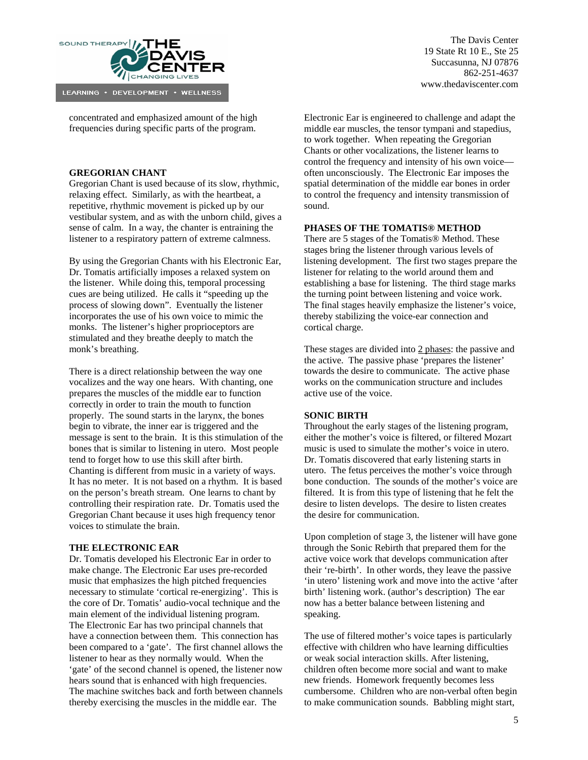concentrated and emphasized amount of the high frequencies during specific parts of the program.

**GREGORIAN CHANT**

Gregorian Chant is used because of its slow, rhythmic, relaxing effect. Similarly, as with the heartbeat, a repetitive, rhythmic movement is picked up by our vestibular system, and as with the unborn child, gives a sense of calm. In a way, the chanter is entraining the listener to a respiratory pattern of extreme calmness.

By using the Gregorian Chants with his Electronic Ear, Dr. Tomatis artificially imposes a relaxed system on the listener. While doing this, temporal processing cues are being utilized. He calls it "speeding up the process of slowing down". Eventually the listener incorporates the use of his own voice to mimic the monks. The listener's higher proprioceptors are stimulated and they breathe deeply to match the monk's breathing.

There is a direct relationship between the way one vocalizes and the way one hears. With chanting, one prepares the muscles of the middle ear to function correctly in order to train the mouth to function properly. The sound starts in the larynx, the bones begin to vibrate, the inner ear is triggered and the message is sent to the brain. It is this stimulation of the bones that is similar to listening in utero. Most people tend to forget how to use this skill after birth. Chanting is different from music in a variety of ways. It has no meter. It is not based on a rhythm. It is based on the person's breath stream. One learns to chant by controlling their respiration rate. Dr. Tomatis used the Gregorian Chant because it uses high frequency tenor voices to stimulate the brain.

**THE ELECTRONIC EAR**

Dr. Tomatis developed his Electronic Ear in order to make change. The Electronic Ear uses pre-recorded music that emphasizes the high pitched frequencies necessary to stimulate 'cortical re-energizing'. This is the core of Dr. Tomatis' audio-vocal technique and the main element of the individual listening program. The Electronic Ear has two principal channels that have a connection between them. This connection has been compared to a 'gate'. The first channel allows the listener to hear as they normally would. When the 'gate' of the second channel is opened, the listener now hears sound that is enhanced with high frequencies. The machine switches back and forth between channels thereby exercising the muscles in the middle ear. The Electronic Ear is engineered to challenge and adapt the middle ear muscles, the tensor tympani and stapedius, to work together. When repeating the Gregorian Chants or other vocalizations, the listener learns to control the frequency and intensity of his own voice—often unconsciously. The Electronic Ear imposes the spatial determination of the middle ear bones in order to control the frequency and intensity transmission of sound.

**PHASES OF THE TOMATIS® METHOD**

There are 5 stages of the Tomatis® Method. These stages bring the listener through various levels of listening development. The first two stages prepare the listener for relating to the world around them and establishing a base for listening. The third stage marks the turning point between listening and voice work. The final stages heavily emphasize the listener's voice, thereby stabilizing the voice-ear connection and cortical charge.

These stages are divided into 2 phases: the passive and the active. The passive phase 'prepares the listener' towards the desire to communicate. The active phase works on the communication structure and includes active use of the voice.

**SONIC BIRTH**

Throughout the early stages of the listening program, either the mother's voice is filtered, or filtered Mozart music is used to simulate the mother's voice in utero. Dr. Tomatis discovered that early listening starts in utero. The fetus perceives the mother's voice through bone conduction. The sounds of the mother's voice are filtered. It is from this type of listening that he felt the desire to listen develops. The desire to listen creates the desire for communication.

Upon completion of stage 3, the listener will have gone through the Sonic Rebirth that prepared them for the active voice work that develops communication after their 're-birth'. In other words, they leave the passive 'in utero' listening work and move into the active 'after birth' listening work. (author's description) The ear now has a better balance between listening and speaking.

The use of filtered mother's voice tapes is particularly effective with children who have learning difficulties or weak social interaction skills. After listening, children often become more social and want to make new friends. Homework frequently becomes less cumbersome. Children who are non-verbal often begin to make communication sounds. Babbling might start,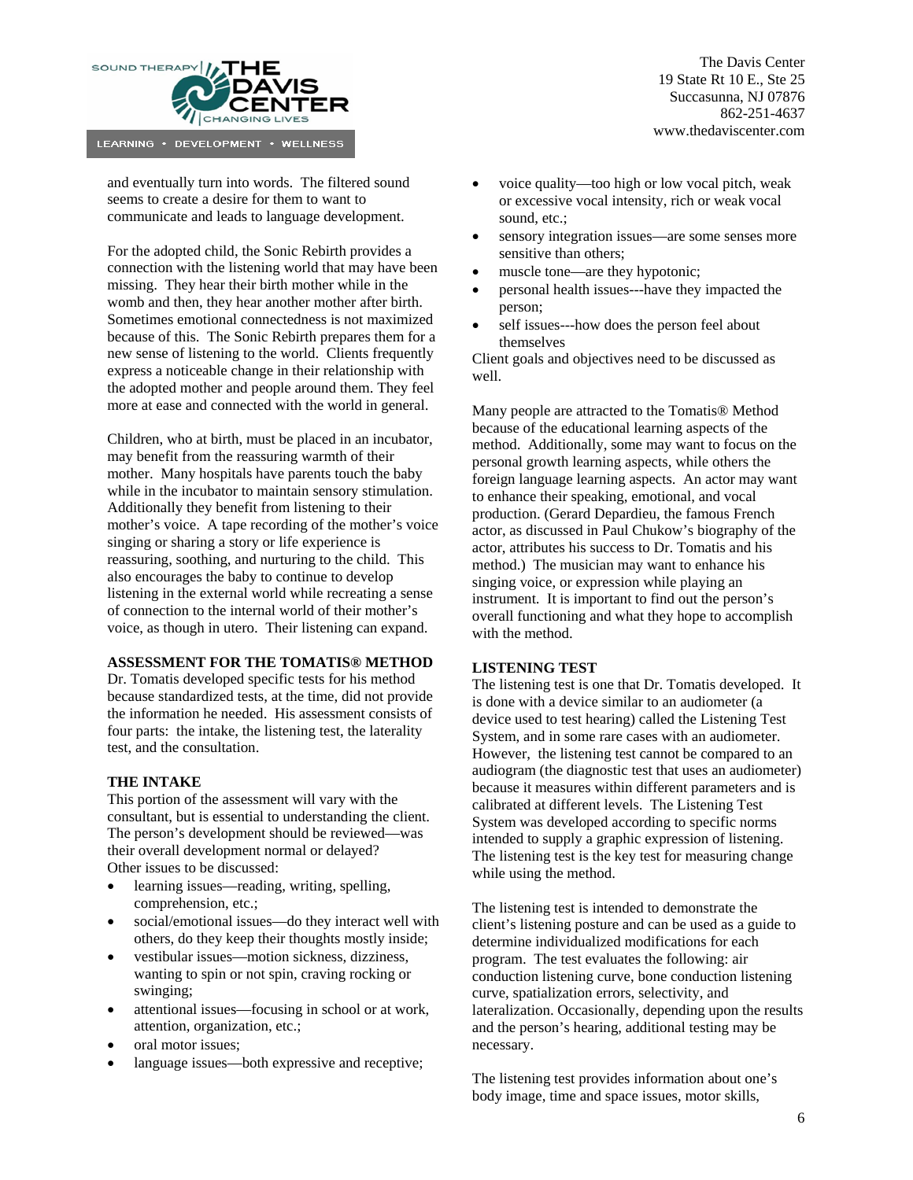and eventually turn into words. The filtered sound seems to create a desire for them to want to communicate and leads to language development.

For the adopted child, the Sonic Rebirth provides a connection with the listening world that may have been missing. They hear their birth mother while in the womb and then, they hear another mother after birth. Sometimes emotional connectedness is not maximized because of this. The Sonic Rebirth prepares them for a new sense of listening to the world. Clients frequently express a noticeable change in their relationship with the adopted mother and people around them. They feel more at ease and connected with the world in general.

Children, who at birth, must be placed in an incubator, may benefit from the reassuring warmth of their mother. Many hospitals have parents touch the baby while in the incubator to maintain sensory stimulation. Additionally they benefit from listening to their mother's voice. A tape recording of the mother's voice singing or sharing a story or life experience is reassuring, soothing, and nurturing to the child. This also encourages the baby to continue to develop listening in the external world while recreating a sense of connection to the internal world of their mother's voice, as though in utero. Their listening can expand.

## ASSESSMENT FOR THE TOMATIS® METHOD

Dr. Tomatis developed specific tests for his method because standardized tests, at the time, did not provide the information he needed. His assessment consists of four parts: the intake, the listening test, the laterality test, and the consultation.

## THE INTAKE

This portion of the assessment will vary with the consultant, but is essential to understanding the client. The person's development should be reviewed—was their overall development normal or delayed? Other issues to be discussed:

- learning issues—reading, writing, spelling, comprehension, etc.;
- social/emotional issues—do they interact well with others, do they keep their thoughts mostly inside;
- vestibular issues—motion sickness, dizziness, wanting to spin or not spin, craving rocking or swinging;
- attentional issues—focusing in school or at work, attention, organization, etc.;
- oral motor issues;
- language issues—both expressive and receptive;
- voice quality—too high or low vocal pitch, weak or excessive vocal intensity, rich or weak vocal sound, etc.;
- sensory integration issues—are some senses more sensitive than others;
- muscle tone—are they hypotonic;
- personal health issues---have they impacted the person;
- self issues---how does the person feel about themselves

Client goals and objectives need to be discussed as well.

Many people are attracted to the Tomatis® Method because of the educational learning aspects of the method. Additionally, some may want to focus on the personal growth learning aspects, while others the foreign language learning aspects. An actor may want to enhance their speaking, emotional, and vocal production. (Gerard Depardieu, the famous French actor, as discussed in Paul Chukow's biography of the actor, attributes his success to Dr. Tomatis and his method.) The musician may want to enhance his singing voice, or expression while playing an instrument. It is important to find out the person's overall functioning and what they hope to accomplish with the method.

## LISTENING TEST

The listening test is one that Dr. Tomatis developed. It is done with a device similar to an audiometer (a device used to test hearing) called the Listening Test System, and in some rare cases with an audiometer. However, the listening test cannot be compared to an audiogram (the diagnostic test that uses an audiometer) because it measures within different parameters and is calibrated at different levels. The Listening Test System was developed according to specific norms intended to supply a graphic expression of listening. The listening test is the key test for measuring change while using the method.

The listening test is intended to demonstrate the client's listening posture and can be used as a guide to determine individualized modifications for each program. The test evaluates the following: air conduction listening curve, bone conduction listening curve, spatialization errors, selectivity, and lateralization. Occasionally, depending upon the results and the person's hearing, additional testing may be necessary.

The listening test provides information about one's body image, time and space issues, motor skills,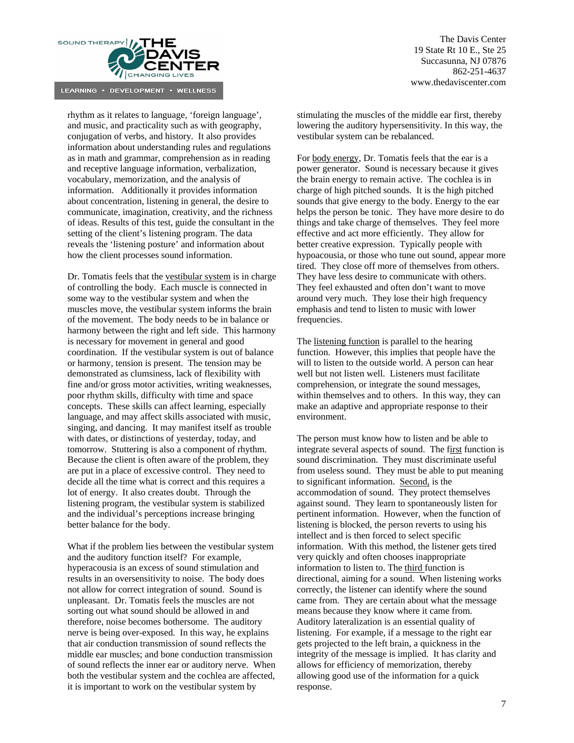rhythm as it relates to language, 'foreign language', and music, and practicality such as with geography, conjugation of verbs, and history. It also provides information about understanding rules and regulations as in math and grammar, comprehension as in reading and receptive language information, creativity, verbalization, vocabulary, memorization, and the analysis of information. Additionally it provides information about concentration, listening in general, the desire to communicate, imagination, creativity, and the richness of ideas. Results of this test, guide the consultant in the setting of the client's listening program. The data reveals the 'listening posture' and information about how the client processes sound information.

Dr. Tomatis feels that the vestibular system is in charge of controlling the body. Each muscle is connected in some way to the vestibular system and when the muscles move, the vestibular system informs the brain of the movement. The body needs to be in balance or harmony between the right and left side. This harmony is necessary for movement in general and good coordination. If the vestibular system is out of balance or harmony, tension is present. The tension may be demonstrated as clumsiness, lack of flexibility with fine and/or gross motor activities, writing weaknesses, poor rhythm skills, difficulty with time and space concepts. These skills can affect learning, especially language, and may affect skills associated with music, singing, and dancing. It may manifest itself as trouble with dates, or distinctions of yesterday, today, and tomorrow. Stuttering is also a component of rhythm. Because the client is often aware of the problem, they are put in a place of excessive control. They need to decide all the time what is correct and this requires a lot of energy. It also creates doubt. Through the listening program, the vestibular system is stabilized and the individual's perceptions increase bringing better balance for the body.

What if the problem lies between the vestibular system and the auditory function itself? For example, hyperacousia is an excess of sound stimulation and results in an oversensitivity to noise. The body does not allow for correct integration of sound. Sound is unpleasant. Dr. Tomatis feels the muscles are not sorting out what sound should be allowed in and therefore, noise becomes bothersome. The auditory nerve is being over-exposed. In this way, he explains that air conduction transmission of sound reflects the middle ear muscles; and bone conduction transmission of sound reflects the inner ear or auditory nerve. When both the vestibular system and the cochlea are affected, it is important to work on the vestibular system by stimulating the muscles of the middle ear first, thereby lowering the auditory hypersensitivity. In this way, the vestibular system can be rebalanced.

For body energy, Dr. Tomatis feels that the ear is a power generator. Sound is necessary because it gives the brain energy to remain active. The cochlea is in charge of high pitched sounds. It is the high pitched sounds that give energy to the body. Energy to the ear helps the person be tonic. They have more desire to do things and take charge of themselves. They feel more effective and act more efficiently. They allow for better creative expression. Typically people with hypoacousia, or those who tune out sound, appear more tired. They close off more of themselves from others. They have less desire to communicate with others. They feel exhausted and often don't want to move around very much. They lose their high frequency emphasis and tend to listen to music with lower frequencies.

The listening function is parallel to the hearing function. However, this implies that people have the will to listen to the outside world. A person can hear well but not listen well. Listeners must facilitate comprehension, or integrate the sound messages, within themselves and to others. In this way, they can make an adaptive and appropriate response to their environment.

The person must know how to listen and be able to integrate several aspects of sound. The first function is sound discrimination. They must discriminate useful from useless sound. They must be able to put meaning to significant information. Second, is the accommodation of sound. They protect themselves against sound. They learn to spontaneously listen for pertinent information. However, when the function of listening is blocked, the person reverts to using his intellect and is then forced to select specific information. With this method, the listener gets tired very quickly and often chooses inappropriate information to listen to. The third function is directional, aiming for a sound. When listening works correctly, the listener can identify where the sound came from. They are certain about what the message means because they know where it came from. Auditory lateralization is an essential quality of listening. For example, if a message to the right ear gets projected to the left brain, a quickness in the integrity of the message is implied. It has clarity and allows for efficiency of memorization, thereby allowing good use of the information for a quick response.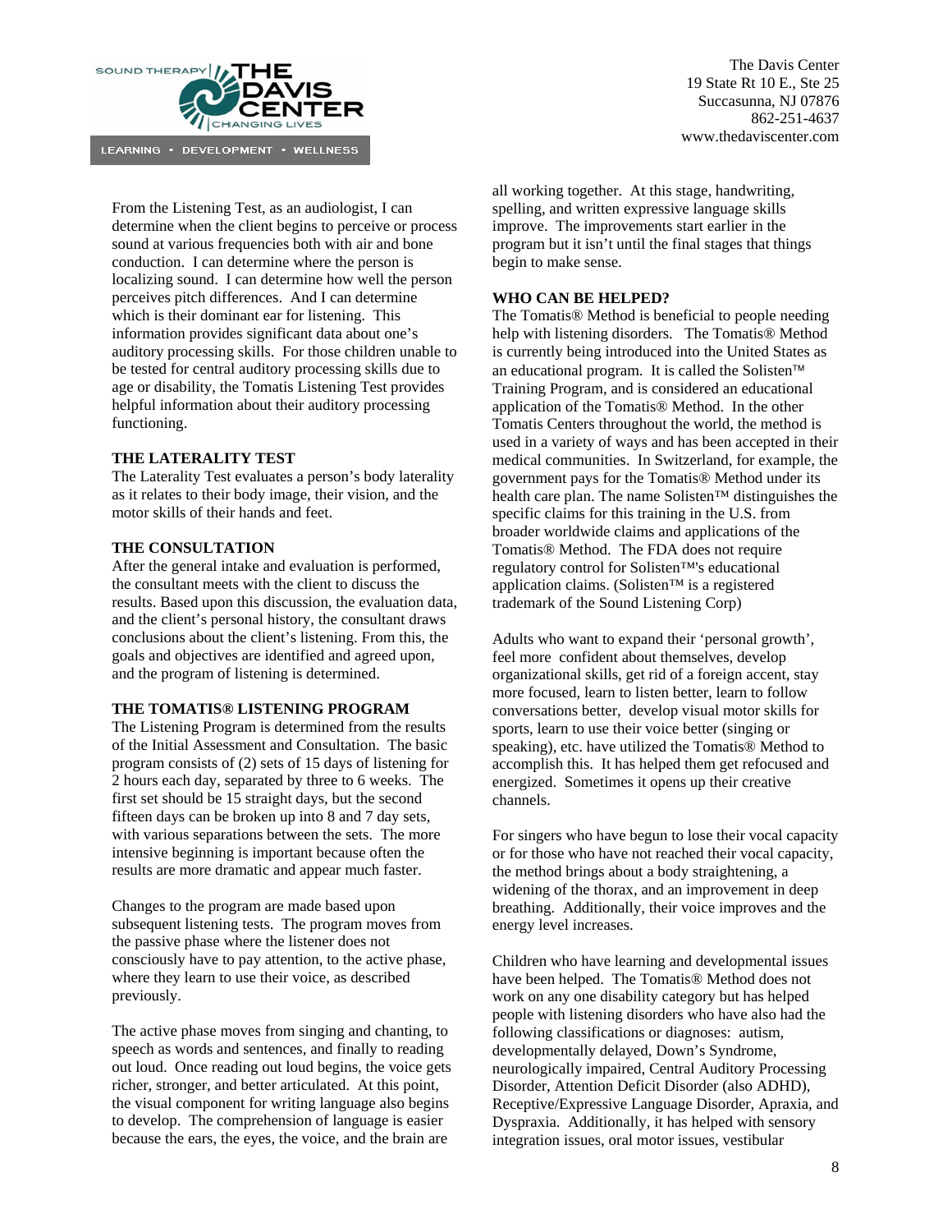From the Listening Test, as an audiologist, I can determine when the client begins to perceive or process sound at various frequencies both with air and bone conduction. I can determine where the person is localizing sound. I can determine how well the person perceives pitch differences. And I can determine which is their dominant ear for listening. This information provides significant data about one's auditory processing skills. For those children unable to be tested for central auditory processing skills due to age or disability, the Tomatis Listening Test provides helpful information about their auditory processing functioning.

**THE LATERALITY TEST**

The Laterality Test evaluates a person's body laterality as it relates to their body image, their vision, and the motor skills of their hands and feet.

**THE CONSULTATION**

After the general intake and evaluation is performed, the consultant meets with the client to discuss the results. Based upon this discussion, the evaluation data, and the client's personal history, the consultant draws conclusions about the client's listening. From this, the goals and objectives are identified and agreed upon, and the program of listening is determined.

**THE TOMATIS® LISTENING PROGRAM**

The Listening Program is determined from the results of the Initial Assessment and Consultation. The basic program consists of (2) sets of 15 days of listening for 2 hours each day, separated by three to 6 weeks. The first set should be 15 straight days, but the second fifteen days can be broken up into 8 and 7 day sets, with various separations between the sets. The more intensive beginning is important because often the results are more dramatic and appear much faster.

Changes to the program are made based upon subsequent listening tests. The program moves from the passive phase where the listener does not consciously have to pay attention, to the active phase, where they learn to use their voice, as described previously.

The active phase moves from singing and chanting, to speech as words and sentences, and finally to reading out loud. Once reading out loud begins, the voice gets richer, stronger, and better articulated. At this point, the visual component for writing language also begins to develop. The comprehension of language is easier because the ears, the eyes, the voice, and the brain are all working together. At this stage, handwriting, spelling, and written expressive language skills improve. The improvements start earlier in the program but it isn't until the final stages that things begin to make sense.

**WHO CAN BE HELPED?**

The Tomatis® Method is beneficial to people needing help with listening disorders. The Tomatis® Method is currently being introduced into the United States as an educational program. It is called the Solisten™ Training Program, and is considered an educational application of the Tomatis® Method. In the other Tomatis Centers throughout the world, the method is used in a variety of ways and has been accepted in their medical communities. In Switzerland, for example, the government pays for the Tomatis® Method under its health care plan. The name Solisten™ distinguishes the specific claims for this training in the U.S. from broader worldwide claims and applications of the Tomatis® Method. The FDA does not require regulatory control for Solisten™'s educational application claims. (Solisten™ is a registered trademark of the Sound Listening Corp)

Adults who want to expand their 'personal growth', feel more confident about themselves, develop organizational skills, get rid of a foreign accent, stay more focused, learn to listen better, learn to follow conversations better, develop visual motor skills for sports, learn to use their voice better (singing or speaking), etc. have utilized the Tomatis® Method to accomplish this. It has helped them get refocused and energized. Sometimes it opens up their creative channels.

For singers who have begun to lose their vocal capacity or for those who have not reached their vocal capacity, the method brings about a body straightening, a widening of the thorax, and an improvement in deep breathing. Additionally, their voice improves and the energy level increases.

Children who have learning and developmental issues have been helped. The Tomatis® Method does not work on any one disability category but has helped people with listening disorders who have also had the following classifications or diagnoses: autism, developmentally delayed, Down's Syndrome, neurologically impaired, Central Auditory Processing Disorder, Attention Deficit Disorder (also ADHD), Receptive/Expressive Language Disorder, Apraxia, and Dyspraxia. Additionally, it has helped with sensory integration issues, oral motor issues, vestibular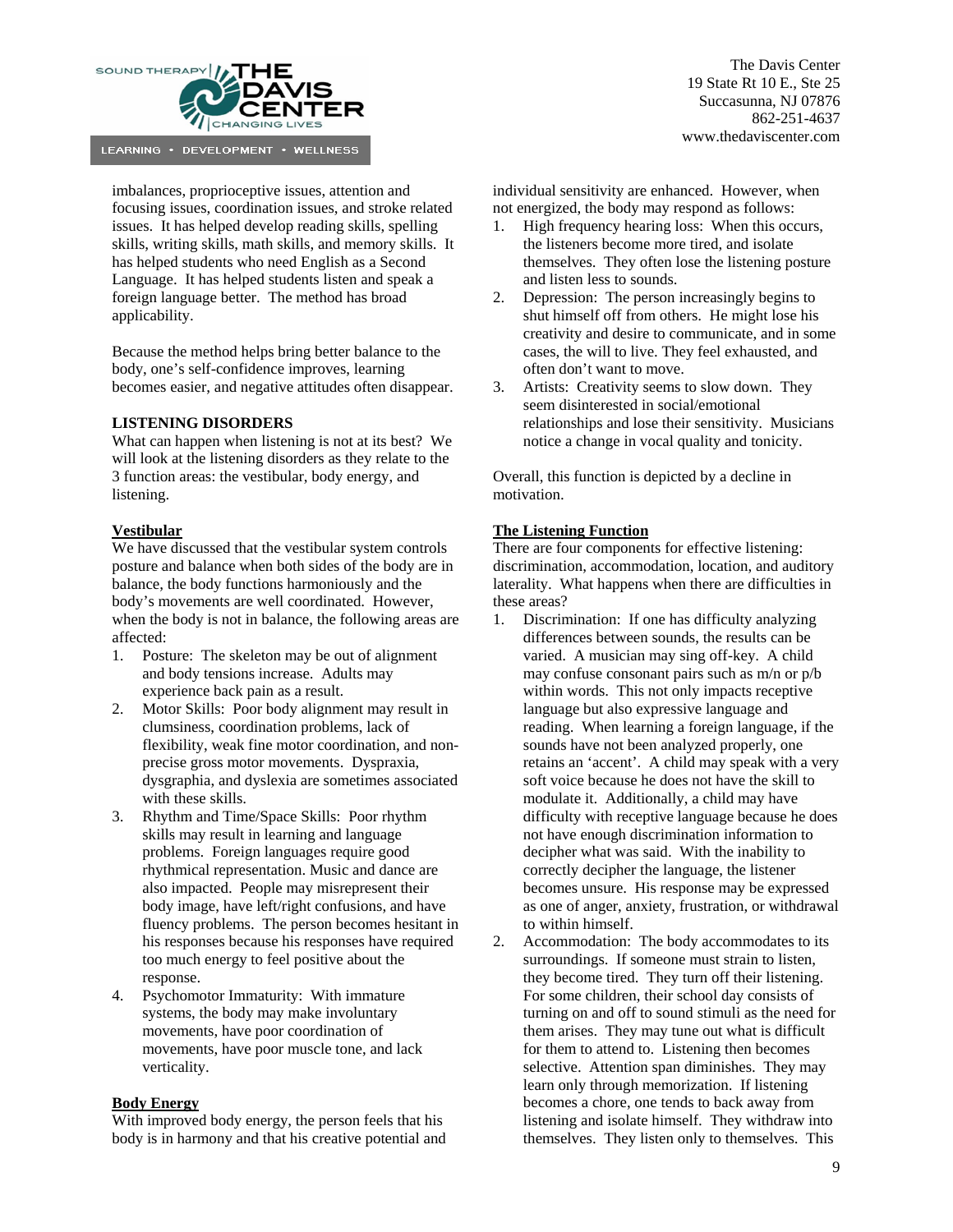imbalances, proprioceptive issues, attention and focusing issues, coordination issues, and stroke related issues. It has helped develop reading skills, spelling skills, writing skills, math skills, and memory skills. It has helped students who need English as a Second Language. It has helped students listen and speak a foreign language better. The method has broad applicability.

Because the method helps bring better balance to the body, one's self-confidence improves, learning becomes easier, and negative attitudes often disappear.

**LISTENING DISORDERS**

What can happen when listening is not at its best? We will look at the listening disorders as they relate to the 3 function areas: the vestibular, body energy, and listening.

**Vestibular**

We have discussed that the vestibular system controls posture and balance when both sides of the body are in balance, the body functions harmoniously and the body's movements are well coordinated. However, when the body is not in balance, the following areas are affected:

1. Posture: The skeleton may be out of alignment and body tensions increase. Adults may experience back pain as a result.
2. Motor Skills: Poor body alignment may result in clumsiness, coordination problems, lack of flexibility, weak fine motor coordination, and non-precise gross motor movements. Dyspraxia, dysgraphia, and dyslexia are sometimes associated with these skills.
3. Rhythm and Time/Space Skills: Poor rhythm skills may result in learning and language problems. Foreign languages require good rhythmical representation. Music and dance are also impacted. People may misrepresent their body image, have left/right confusions, and have fluency problems. The person becomes hesitant in his responses because his responses have required too much energy to feel positive about the response.
4. Psychomotor Immaturity: With immature systems, the body may make involuntary movements, have poor coordination of movements, have poor muscle tone, and lack verticality.

**Body Energy**

With improved body energy, the person feels that his body is in harmony and that his creative potential and individual sensitivity are enhanced. However, when not energized, the body may respond as follows:

1. High frequency hearing loss: When this occurs, the listeners become more tired, and isolate themselves. They often lose the listening posture and listen less to sounds.
2. Depression: The person increasingly begins to shut himself off from others. He might lose his creativity and desire to communicate, and in some cases, the will to live. They feel exhausted, and often don't want to move.
3. Artists: Creativity seems to slow down. They seem disinterested in social/emotional relationships and lose their sensitivity. Musicians notice a change in vocal quality and tonicity.

Overall, this function is depicted by a decline in motivation.

**The Listening Function**

There are four components for effective listening: discrimination, accommodation, location, and auditory laterality. What happens when there are difficulties in these areas?

1. Discrimination: If one has difficulty analyzing differences between sounds, the results can be varied. A musician may sing off-key. A child may confuse consonant pairs such as m/n or p/b within words. This not only impacts receptive language but also expressive language and reading. When learning a foreign language, if the sounds have not been analyzed properly, one retains an 'accent'. A child may speak with a very soft voice because he does not have the skill to modulate it. Additionally, a child may have difficulty with receptive language because he does not have enough discrimination information to decipher what was said. With the inability to correctly decipher the language, the listener becomes unsure. His response may be expressed as one of anger, anxiety, frustration, or withdrawal to within himself.
2. Accommodation: The body accommodates to its surroundings. If someone must strain to listen, they become tired. They turn off their listening. For some children, their school day consists of turning on and off to sound stimuli as the need for them arises. They may tune out what is difficult for them to attend to. Listening then becomes selective. Attention span diminishes. They may learn only through memorization. If listening becomes a chore, one tends to back away from listening and isolate himself. They withdraw into themselves. They listen only to themselves. This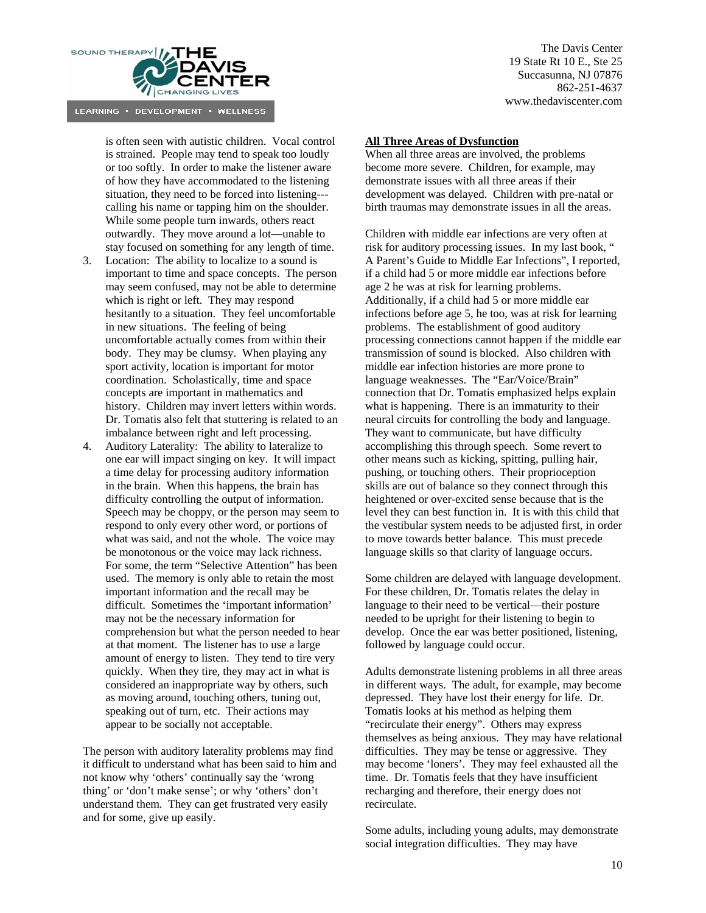is often seen with autistic children. Vocal control is strained. People may tend to speak too loudly or too softly. In order to make the listener aware of how they have accommodated to the listening situation, they need to be forced into listening---calling his name or tapping him on the shoulder. While some people turn inwards, others react outwardly. They move around a lot—unable to stay focused on something for any length of time.

3. Location: The ability to localize to a sound is important to time and space concepts. The person may seem confused, may not be able to determine which is right or left. They may respond hesitantly to a situation. They feel uncomfortable in new situations. The feeling of being uncomfortable actually comes from within their body. They may be clumsy. When playing any sport activity, location is important for motor coordination. Scholastically, time and space concepts are important in mathematics and history. Children may invert letters within words. Dr. Tomatis also felt that stuttering is related to an imbalance between right and left processing.
4. Auditory Laterality: The ability to lateralize to one ear will impact singing on key. It will impact a time delay for processing auditory information in the brain. When this happens, the brain has difficulty controlling the output of information. Speech may be choppy, or the person may seem to respond to only every other word, or portions of what was said, and not the whole. The voice may be monotonous or the voice may lack richness. For some, the term "Selective Attention" has been used. The memory is only able to retain the most important information and the recall may be difficult. Sometimes the 'important information' may not be the necessary information for comprehension but what the person needed to hear at that moment. The listener has to use a large amount of energy to listen. They tend to tire very quickly. When they tire, they may act in what is considered an inappropriate way by others, such as moving around, touching others, tuning out, speaking out of turn, etc. Their actions may appear to be socially not acceptable.

The person with auditory laterality problems may find it difficult to understand what has been said to him and not know why 'others' continually say the 'wrong thing' or 'don't make sense'; or why 'others' don't understand them. They can get frustrated very easily and for some, give up easily.

**All Three Areas of Dysfunction**

When all three areas are involved, the problems become more severe. Children, for example, may demonstrate issues with all three areas if their development was delayed. Children with pre-natal or birth traumas may demonstrate issues in all the areas.

Children with middle ear infections are very often at risk for auditory processing issues. In my last book, " A Parent's Guide to Middle Ear Infections", I reported, if a child had 5 or more middle ear infections before age 2 he was at risk for learning problems. Additionally, if a child had 5 or more middle ear infections before age 5, he too, was at risk for learning problems. The establishment of good auditory processing connections cannot happen if the middle ear transmission of sound is blocked. Also children with middle ear infection histories are more prone to language weaknesses. The "Ear/Voice/Brain" connection that Dr. Tomatis emphasized helps explain what is happening. There is an immaturity to their neural circuits for controlling the body and language. They want to communicate, but have difficulty accomplishing this through speech. Some revert to other means such as kicking, spitting, pulling hair, pushing, or touching others. Their proprioception skills are out of balance so they connect through this heightened or over-excited sense because that is the level they can best function in. It is with this child that the vestibular system needs to be adjusted first, in order to move towards better balance. This must precede language skills so that clarity of language occurs.

Some children are delayed with language development. For these children, Dr. Tomatis relates the delay in language to their need to be vertical—their posture needed to be upright for their listening to begin to develop. Once the ear was better positioned, listening, followed by language could occur.

Adults demonstrate listening problems in all three areas in different ways. The adult, for example, may become depressed. They have lost their energy for life. Dr. Tomatis looks at his method as helping them "recirculate their energy". Others may express themselves as being anxious. They may have relational difficulties. They may be tense or aggressive. They may become 'loners'. They may feel exhausted all the time. Dr. Tomatis feels that they have insufficient recharging and therefore, their energy does not recirculate.

Some adults, including young adults, may demonstrate social integration difficulties. They may have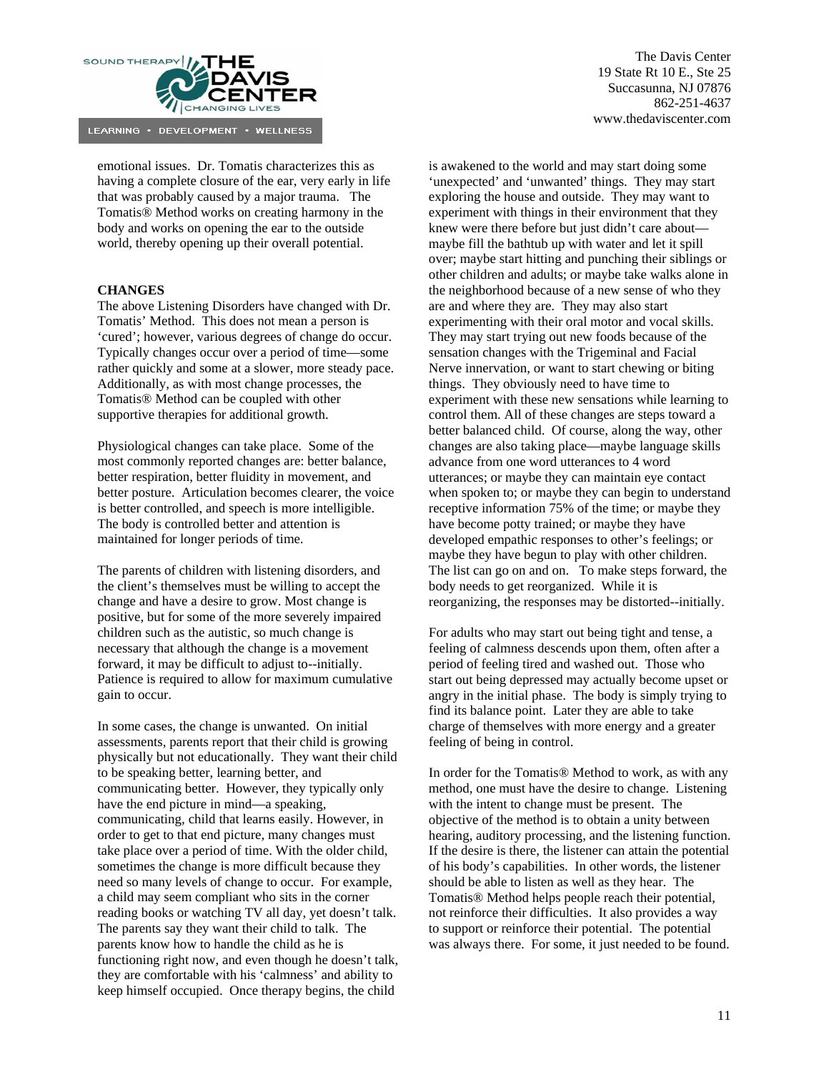emotional issues. Dr. Tomatis characterizes this as having a complete closure of the ear, very early in life that was probably caused by a major trauma. The Tomatis® Method works on creating harmony in the body and works on opening the ear to the outside world, thereby opening up their overall potential.

**CHANGES**

The above Listening Disorders have changed with Dr. Tomatis' Method. This does not mean a person is 'cured'; however, various degrees of change do occur. Typically changes occur over a period of time—some rather quickly and some at a slower, more steady pace. Additionally, as with most change processes, the Tomatis® Method can be coupled with other supportive therapies for additional growth.

Physiological changes can take place. Some of the most commonly reported changes are: better balance, better respiration, better fluidity in movement, and better posture. Articulation becomes clearer, the voice is better controlled, and speech is more intelligible. The body is controlled better and attention is maintained for longer periods of time.

The parents of children with listening disorders, and the client's themselves must be willing to accept the change and have a desire to grow. Most change is positive, but for some of the more severely impaired children such as the autistic, so much change is necessary that although the change is a movement forward, it may be difficult to adjust to--initially. Patience is required to allow for maximum cumulative gain to occur.

In some cases, the change is unwanted. On initial assessments, parents report that their child is growing physically but not educationally. They want their child to be speaking better, learning better, and communicating better. However, they typically only have the end picture in mind—a speaking, communicating, child that learns easily. However, in order to get to that end picture, many changes must take place over a period of time. With the older child, sometimes the change is more difficult because they need so many levels of change to occur. For example, a child may seem compliant who sits in the corner reading books or watching TV all day, yet doesn't talk. The parents say they want their child to talk. The parents know how to handle the child as he is functioning right now, and even though he doesn't talk, they are comfortable with his 'calmness' and ability to keep himself occupied. Once therapy begins, the child is awakened to the world and may start doing some 'unexpected' and 'unwanted' things. They may start exploring the house and outside. They may want to experiment with things in their environment that they knew were there before but just didn't care about—maybe fill the bathtub up with water and let it spill over; maybe start hitting and punching their siblings or other children and adults; or maybe take walks alone in the neighborhood because of a new sense of who they are and where they are. They may also start experimenting with their oral motor and vocal skills. They may start trying out new foods because of the sensation changes with the Trigeminal and Facial Nerve innervation, or want to start chewing or biting things. They obviously need to have time to experiment with these new sensations while learning to control them. All of these changes are steps toward a better balanced child. Of course, along the way, other changes are also taking place—maybe language skills advance from one word utterances to 4 word utterances; or maybe they can maintain eye contact when spoken to; or maybe they can begin to understand receptive information 75% of the time; or maybe they have become potty trained; or maybe they have developed empathic responses to other's feelings; or maybe they have begun to play with other children. The list can go on and on. To make steps forward, the body needs to get reorganized. While it is reorganizing, the responses may be distorted--initially.

For adults who may start out being tight and tense, a feeling of calmness descends upon them, often after a period of feeling tired and washed out. Those who start out being depressed may actually become upset or angry in the initial phase. The body is simply trying to find its balance point. Later they are able to take charge of themselves with more energy and a greater feeling of being in control.

In order for the Tomatis® Method to work, as with any method, one must have the desire to change. Listening with the intent to change must be present. The objective of the method is to obtain a unity between hearing, auditory processing, and the listening function. If the desire is there, the listener can attain the potential of his body's capabilities. In other words, the listener should be able to listen as well as they hear. The Tomatis® Method helps people reach their potential, not reinforce their difficulties. It also provides a way to support or reinforce their potential. The potential was always there. For some, it just needed to be found.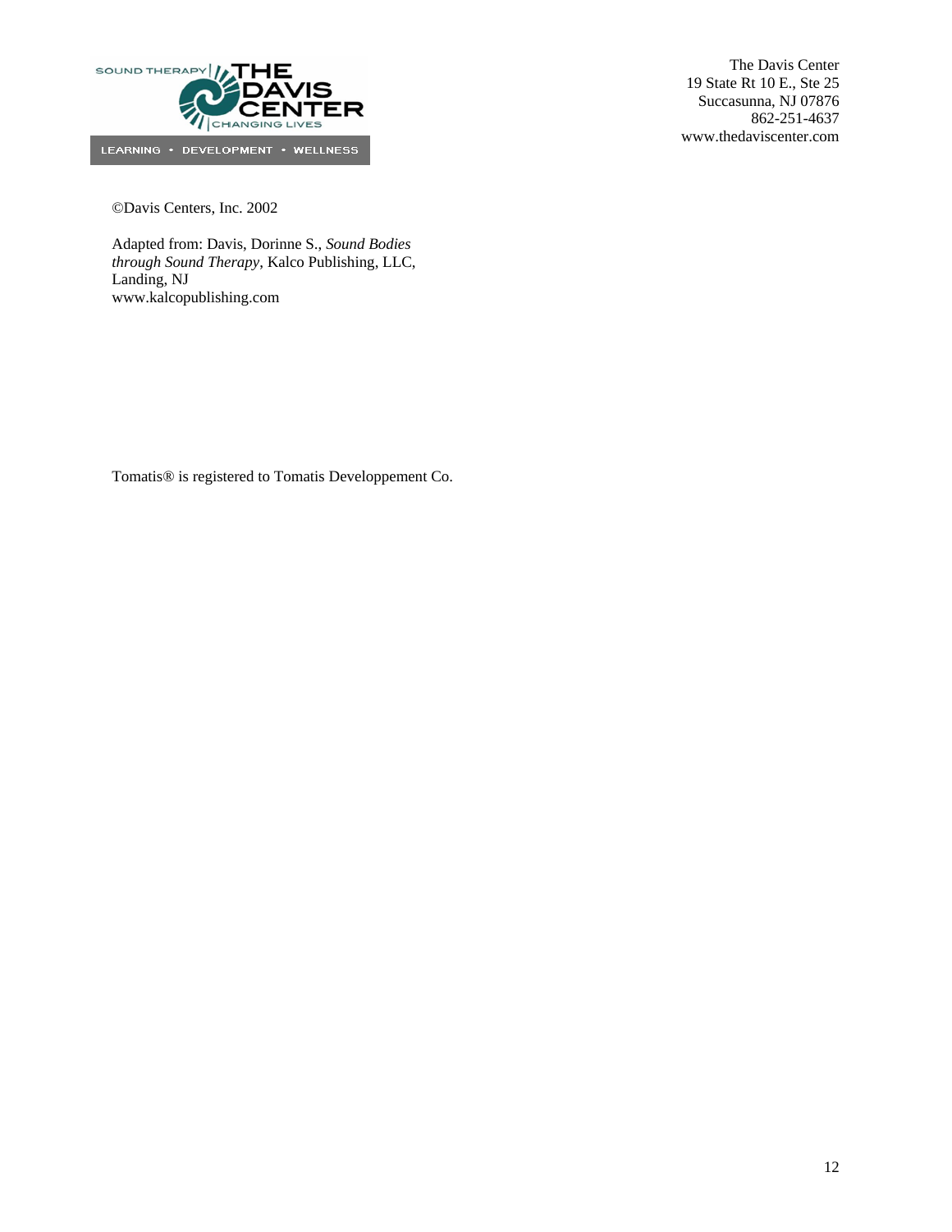SOUND THERAPY THE DAVIS CENTER CHANGING LIVES

LEARNING • DEVELOPMENT • WELLNESS

The Davis Center
19 State Rt 10 E., Ste 25
Succasunna, NJ 07876
862-251-4637
www.thedaviscenter.com

©Davis Centers, Inc. 2002

Adapted from: Davis, Dorinne S., *Sound Bodies through Sound Therapy*, Kalco Publishing, LLC, Landing, NJ
www.kalcopublishing.com

Tomatis® is registered to Tomatis Developpement Co.